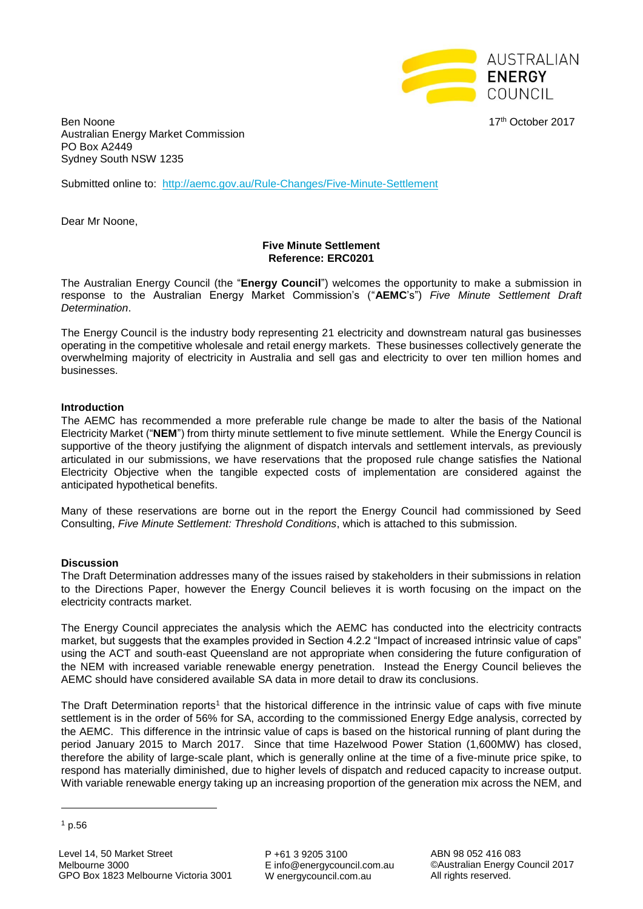Ben Noone
Australian Energy Market Commission
PO Box A2449
Sydney South NSW 1235

17th October 2017

Submitted online to: http://aemc.gov.au/Rule-Changes/Five-Minute-Settlement

Dear Mr Noone,

**Five Minute Settlement**
**Reference: ERC0201**

The Australian Energy Council (the "**Energy Council**") welcomes the opportunity to make a submission in response to the Australian Energy Market Commission's ("**AEMC**'s") *Five Minute Settlement Draft Determination*.

The Energy Council is the industry body representing 21 electricity and downstream natural gas businesses operating in the competitive wholesale and retail energy markets. These businesses collectively generate the overwhelming majority of electricity in Australia and sell gas and electricity to over ten million homes and businesses.

**Introduction**

The AEMC has recommended a more preferable rule change be made to alter the basis of the National Electricity Market ("**NEM**") from thirty minute settlement to five minute settlement. While the Energy Council is supportive of the theory justifying the alignment of dispatch intervals and settlement intervals, as previously articulated in our submissions, we have reservations that the proposed rule change satisfies the National Electricity Objective when the tangible expected costs of implementation are considered against the anticipated hypothetical benefits.

Many of these reservations are borne out in the report the Energy Council had commissioned by Seed Consulting, *Five Minute Settlement: Threshold Conditions*, which is attached to this submission.

**Discussion**

The Draft Determination addresses many of the issues raised by stakeholders in their submissions in relation to the Directions Paper, however the Energy Council believes it is worth focusing on the impact on the electricity contracts market.

The Energy Council appreciates the analysis which the AEMC has conducted into the electricity contracts market, but suggests that the examples provided in Section 4.2.2 "Impact of increased intrinsic value of caps" using the ACT and south-east Queensland are not appropriate when considering the future configuration of the NEM with increased variable renewable energy penetration. Instead the Energy Council believes the AEMC should have considered available SA data in more detail to draw its conclusions.

The Draft Determination reports[1] that the historical difference in the intrinsic value of caps with five minute settlement is in the order of 56% for SA, according to the commissioned Energy Edge analysis, corrected by the AEMC. This difference in the intrinsic value of caps is based on the historical running of plant during the period January 2015 to March 2017. Since that time Hazelwood Power Station (1,600MW) has closed, therefore the ability of large-scale plant, which is generally online at the time of a five-minute price spike, to respond has materially diminished, due to higher levels of dispatch and reduced capacity to increase output. With variable renewable energy taking up an increasing proportion of the generation mix across the NEM, and

[1] p.56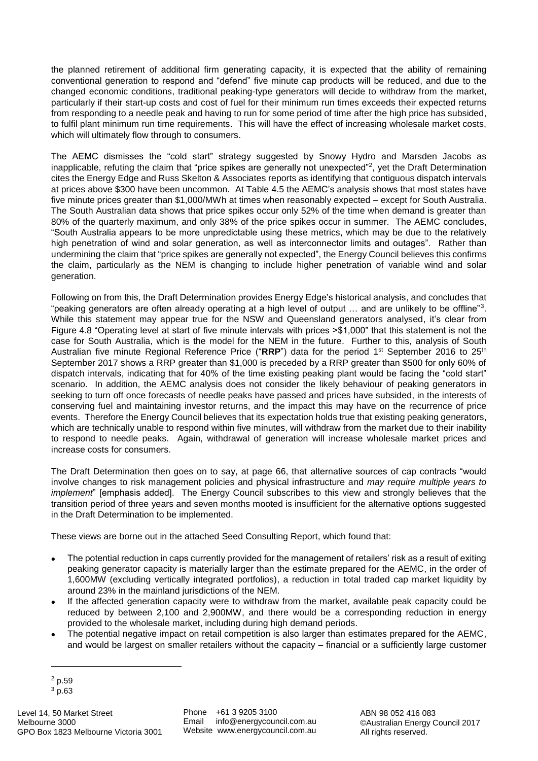the planned retirement of additional firm generating capacity, it is expected that the ability of remaining conventional generation to respond and "defend" five minute cap products will be reduced, and due to the changed economic conditions, traditional peaking-type generators will decide to withdraw from the market, particularly if their start-up costs and cost of fuel for their minimum run times exceeds their expected returns from responding to a needle peak and having to run for some period of time after the high price has subsided, to fulfil plant minimum run time requirements. This will have the effect of increasing wholesale market costs, which will ultimately flow through to consumers.

The AEMC dismisses the "cold start" strategy suggested by Snowy Hydro and Marsden Jacobs as inapplicable, refuting the claim that "price spikes are generally not unexpected"[2], yet the Draft Determination cites the Energy Edge and Russ Skelton & Associates reports as identifying that contiguous dispatch intervals at prices above $300 have been uncommon. At Table 4.5 the AEMC's analysis shows that most states have five minute prices greater than $1,000/MWh at times when reasonably expected – except for South Australia. The South Australian data shows that price spikes occur only 52% of the time when demand is greater than 80% of the quarterly maximum, and only 38% of the price spikes occur in summer. The AEMC concludes, "South Australia appears to be more unpredictable using these metrics, which may be due to the relatively high penetration of wind and solar generation, as well as interconnector limits and outages". Rather than undermining the claim that "price spikes are generally not expected", the Energy Council believes this confirms the claim, particularly as the NEM is changing to include higher penetration of variable wind and solar generation.

Following on from this, the Draft Determination provides Energy Edge's historical analysis, and concludes that "peaking generators are often already operating at a high level of output … and are unlikely to be offline"[3]. While this statement may appear true for the NSW and Queensland generators analysed, it's clear from Figure 4.8 "Operating level at start of five minute intervals with prices >$1,000" that this statement is not the case for South Australia, which is the model for the NEM in the future. Further to this, analysis of South Australian five minute Regional Reference Price ("**RRP**") data for the period 1st September 2016 to 25th September 2017 shows a RRP greater than $1,000 is preceded by a RRP greater than $500 for only 60% of dispatch intervals, indicating that for 40% of the time existing peaking plant would be facing the "cold start" scenario. In addition, the AEMC analysis does not consider the likely behaviour of peaking generators in seeking to turn off once forecasts of needle peaks have passed and prices have subsided, in the interests of conserving fuel and maintaining investor returns, and the impact this may have on the recurrence of price events. Therefore the Energy Council believes that its expectation holds true that existing peaking generators, which are technically unable to respond within five minutes, will withdraw from the market due to their inability to respond to needle peaks. Again, withdrawal of generation will increase wholesale market prices and increase costs for consumers.

The Draft Determination then goes on to say, at page 66, that alternative sources of cap contracts "would involve changes to risk management policies and physical infrastructure and *may require multiple years to implement*" [emphasis added]. The Energy Council subscribes to this view and strongly believes that the transition period of three years and seven months mooted is insufficient for the alternative options suggested in the Draft Determination to be implemented.

These views are borne out in the attached Seed Consulting Report, which found that:

- The potential reduction in caps currently provided for the management of retailers' risk as a result of exiting peaking generator capacity is materially larger than the estimate prepared for the AEMC, in the order of 1,600MW (excluding vertically integrated portfolios), a reduction in total traded cap market liquidity by around 23% in the mainland jurisdictions of the NEM.
- If the affected generation capacity were to withdraw from the market, available peak capacity could be reduced by between 2,100 and 2,900MW, and there would be a corresponding reduction in energy provided to the wholesale market, including during high demand periods.
- The potential negative impact on retail competition is also larger than estimates prepared for the AEMC, and would be largest on smaller retailers without the capacity – financial or a sufficiently large customer

---

[2] p.59

[3] p.63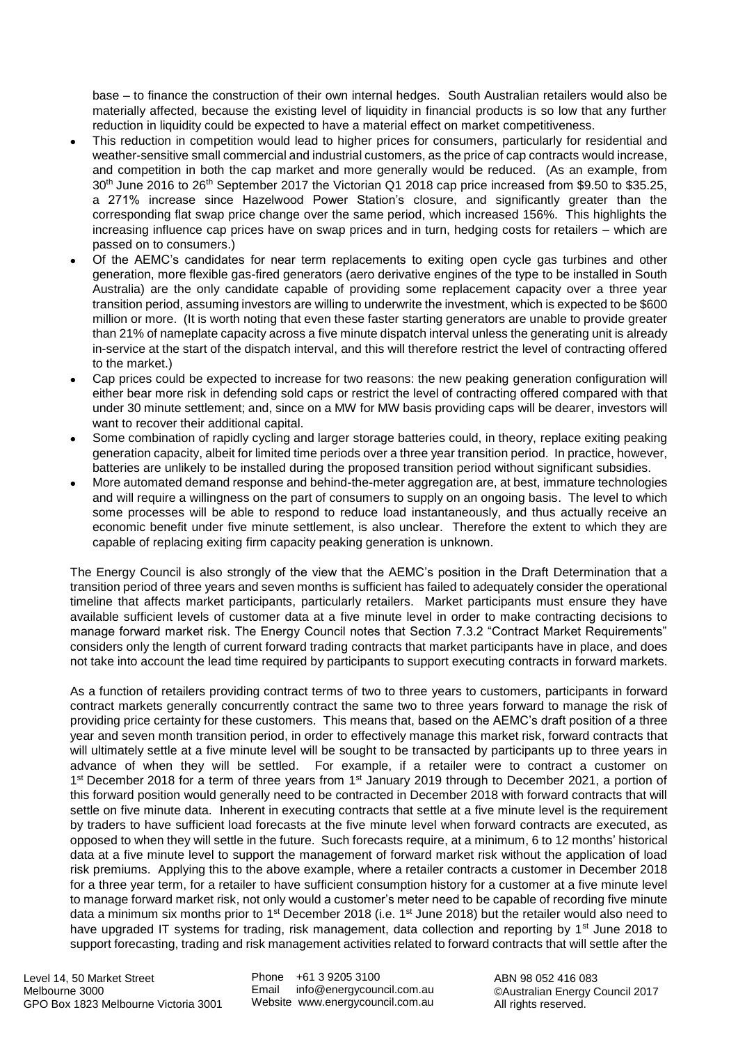base – to finance the construction of their own internal hedges. South Australian retailers would also be materially affected, because the existing level of liquidity in financial products is so low that any further reduction in liquidity could be expected to have a material effect on market competitiveness.

- This reduction in competition would lead to higher prices for consumers, particularly for residential and weather-sensitive small commercial and industrial customers, as the price of cap contracts would increase, and competition in both the cap market and more generally would be reduced. (As an example, from 30th June 2016 to 26th September 2017 the Victorian Q1 2018 cap price increased from $9.50 to $35.25, a 271% increase since Hazelwood Power Station's closure, and significantly greater than the corresponding flat swap price change over the same period, which increased 156%. This highlights the increasing influence cap prices have on swap prices and in turn, hedging costs for retailers – which are passed on to consumers.)
- Of the AEMC's candidates for near term replacements to exiting open cycle gas turbines and other generation, more flexible gas-fired generators (aero derivative engines of the type to be installed in South Australia) are the only candidate capable of providing some replacement capacity over a three year transition period, assuming investors are willing to underwrite the investment, which is expected to be $600 million or more. (It is worth noting that even these faster starting generators are unable to provide greater than 21% of nameplate capacity across a five minute dispatch interval unless the generating unit is already in-service at the start of the dispatch interval, and this will therefore restrict the level of contracting offered to the market.)
- Cap prices could be expected to increase for two reasons: the new peaking generation configuration will either bear more risk in defending sold caps or restrict the level of contracting offered compared with that under 30 minute settlement; and, since on a MW for MW basis providing caps will be dearer, investors will want to recover their additional capital.
- Some combination of rapidly cycling and larger storage batteries could, in theory, replace exiting peaking generation capacity, albeit for limited time periods over a three year transition period. In practice, however, batteries are unlikely to be installed during the proposed transition period without significant subsidies.
- More automated demand response and behind-the-meter aggregation are, at best, immature technologies and will require a willingness on the part of consumers to supply on an ongoing basis. The level to which some processes will be able to respond to reduce load instantaneously, and thus actually receive an economic benefit under five minute settlement, is also unclear. Therefore the extent to which they are capable of replacing exiting firm capacity peaking generation is unknown.

The Energy Council is also strongly of the view that the AEMC's position in the Draft Determination that a transition period of three years and seven months is sufficient has failed to adequately consider the operational timeline that affects market participants, particularly retailers. Market participants must ensure they have available sufficient levels of customer data at a five minute level in order to make contracting decisions to manage forward market risk. The Energy Council notes that Section 7.3.2 "Contract Market Requirements" considers only the length of current forward trading contracts that market participants have in place, and does not take into account the lead time required by participants to support executing contracts in forward markets.

As a function of retailers providing contract terms of two to three years to customers, participants in forward contract markets generally concurrently contract the same two to three years forward to manage the risk of providing price certainty for these customers. This means that, based on the AEMC's draft position of a three year and seven month transition period, in order to effectively manage this market risk, forward contracts that will ultimately settle at a five minute level will be sought to be transacted by participants up to three years in advance of when they will be settled. For example, if a retailer were to contract a customer on 1st December 2018 for a term of three years from 1st January 2019 through to December 2021, a portion of this forward position would generally need to be contracted in December 2018 with forward contracts that will settle on five minute data. Inherent in executing contracts that settle at a five minute level is the requirement by traders to have sufficient load forecasts at the five minute level when forward contracts are executed, as opposed to when they will settle in the future. Such forecasts require, at a minimum, 6 to 12 months' historical data at a five minute level to support the management of forward market risk without the application of load risk premiums. Applying this to the above example, where a retailer contracts a customer in December 2018 for a three year term, for a retailer to have sufficient consumption history for a customer at a five minute level to manage forward market risk, not only would a customer's meter need to be capable of recording five minute data a minimum six months prior to 1st December 2018 (i.e. 1st June 2018) but the retailer would also need to have upgraded IT systems for trading, risk management, data collection and reporting by 1st June 2018 to support forecasting, trading and risk management activities related to forward contracts that will settle after the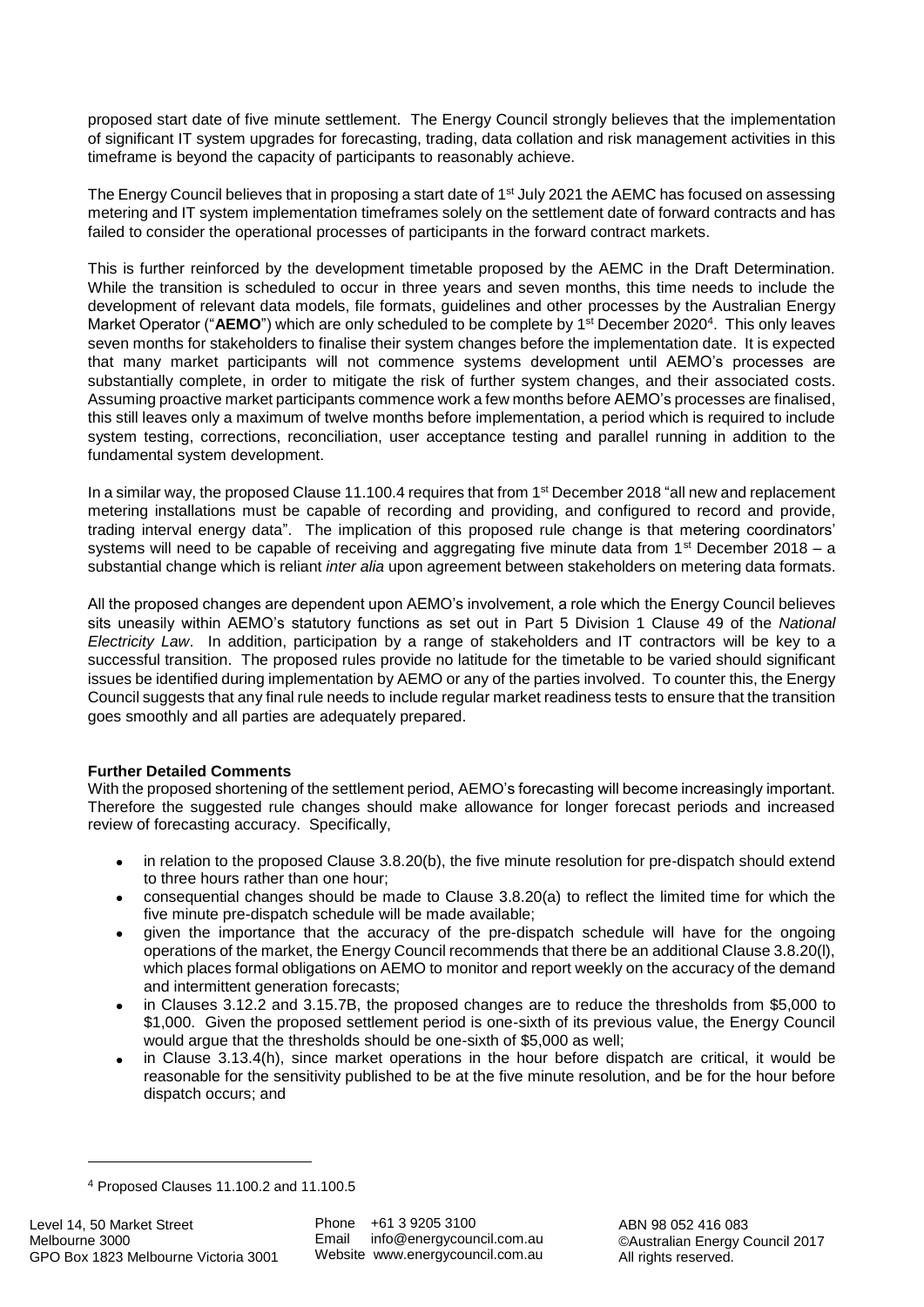proposed start date of five minute settlement. The Energy Council strongly believes that the implementation of significant IT system upgrades for forecasting, trading, data collation and risk management activities in this timeframe is beyond the capacity of participants to reasonably achieve.

The Energy Council believes that in proposing a start date of 1st July 2021 the AEMC has focused on assessing metering and IT system implementation timeframes solely on the settlement date of forward contracts and has failed to consider the operational processes of participants in the forward contract markets.

This is further reinforced by the development timetable proposed by the AEMC in the Draft Determination. While the transition is scheduled to occur in three years and seven months, this time needs to include the development of relevant data models, file formats, guidelines and other processes by the Australian Energy Market Operator ("**AEMO**") which are only scheduled to be complete by 1st December 2020[4]. This only leaves seven months for stakeholders to finalise their system changes before the implementation date. It is expected that many market participants will not commence systems development until AEMO's processes are substantially complete, in order to mitigate the risk of further system changes, and their associated costs. Assuming proactive market participants commence work a few months before AEMO's processes are finalised, this still leaves only a maximum of twelve months before implementation, a period which is required to include system testing, corrections, reconciliation, user acceptance testing and parallel running in addition to the fundamental system development.

In a similar way, the proposed Clause 11.100.4 requires that from 1st December 2018 "all new and replacement metering installations must be capable of recording and providing, and configured to record and provide, trading interval energy data". The implication of this proposed rule change is that metering coordinators' systems will need to be capable of receiving and aggregating five minute data from 1st December 2018 – a substantial change which is reliant *inter alia* upon agreement between stakeholders on metering data formats.

All the proposed changes are dependent upon AEMO's involvement, a role which the Energy Council believes sits uneasily within AEMO's statutory functions as set out in Part 5 Division 1 Clause 49 of the *National Electricity Law*. In addition, participation by a range of stakeholders and IT contractors will be key to a successful transition. The proposed rules provide no latitude for the timetable to be varied should significant issues be identified during implementation by AEMO or any of the parties involved. To counter this, the Energy Council suggests that any final rule needs to include regular market readiness tests to ensure that the transition goes smoothly and all parties are adequately prepared.

**Further Detailed Comments**

With the proposed shortening of the settlement period, AEMO's forecasting will become increasingly important. Therefore the suggested rule changes should make allowance for longer forecast periods and increased review of forecasting accuracy. Specifically,

- in relation to the proposed Clause 3.8.20(b), the five minute resolution for pre-dispatch should extend to three hours rather than one hour;
- consequential changes should be made to Clause 3.8.20(a) to reflect the limited time for which the five minute pre-dispatch schedule will be made available;
- given the importance that the accuracy of the pre-dispatch schedule will have for the ongoing operations of the market, the Energy Council recommends that there be an additional Clause 3.8.20(l), which places formal obligations on AEMO to monitor and report weekly on the accuracy of the demand and intermittent generation forecasts;
- in Clauses 3.12.2 and 3.15.7B, the proposed changes are to reduce the thresholds from $5,000 to $1,000. Given the proposed settlement period is one-sixth of its previous value, the Energy Council would argue that the thresholds should be one-sixth of $5,000 as well;
- in Clause 3.13.4(h), since market operations in the hour before dispatch are critical, it would be reasonable for the sensitivity published to be at the five minute resolution, and be for the hour before dispatch occurs; and

[4] Proposed Clauses 11.100.2 and 11.100.5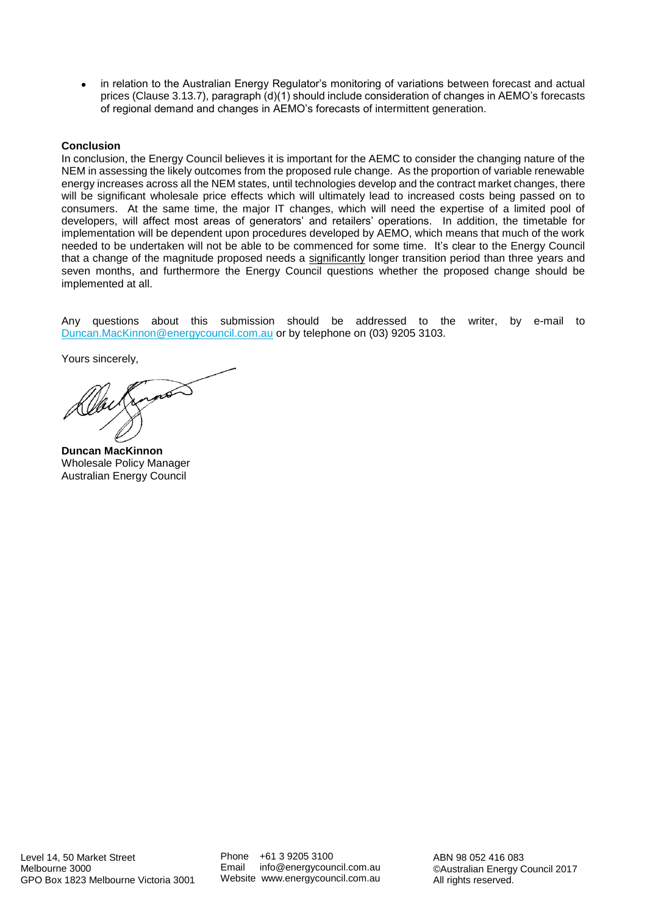- in relation to the Australian Energy Regulator's monitoring of variations between forecast and actual prices (Clause 3.13.7), paragraph (d)(1) should include consideration of changes in AEMO's forecasts of regional demand and changes in AEMO's forecasts of intermittent generation.

**Conclusion**

In conclusion, the Energy Council believes it is important for the AEMC to consider the changing nature of the NEM in assessing the likely outcomes from the proposed rule change. As the proportion of variable renewable energy increases across all the NEM states, until technologies develop and the contract market changes, there will be significant wholesale price effects which will ultimately lead to increased costs being passed on to consumers. At the same time, the major IT changes, which will need the expertise of a limited pool of developers, will affect most areas of generators' and retailers' operations. In addition, the timetable for implementation will be dependent upon procedures developed by AEMO, which means that much of the work needed to be undertaken will not be able to be commenced for some time. It's clear to the Energy Council that a change of the magnitude proposed needs a significantly longer transition period than three years and seven months, and furthermore the Energy Council questions whether the proposed change should be implemented at all.

Any questions about this submission should be addressed to the writer, by e-mail to Duncan.MacKinnon@energycouncil.com.au or by telephone on (03) 9205 3103.

Yours sincerely,

**Duncan MacKinnon**
Wholesale Policy Manager
Australian Energy Council

Level 14, 50 Market Street
Melbourne 3000
GPO Box 1823 Melbourne Victoria 3001

Phone +61 3 9205 3100
Email info@energycouncil.com.au
Website www.energycouncil.com.au

ABN 98 052 416 083
©Australian Energy Council 2017
All rights reserved.